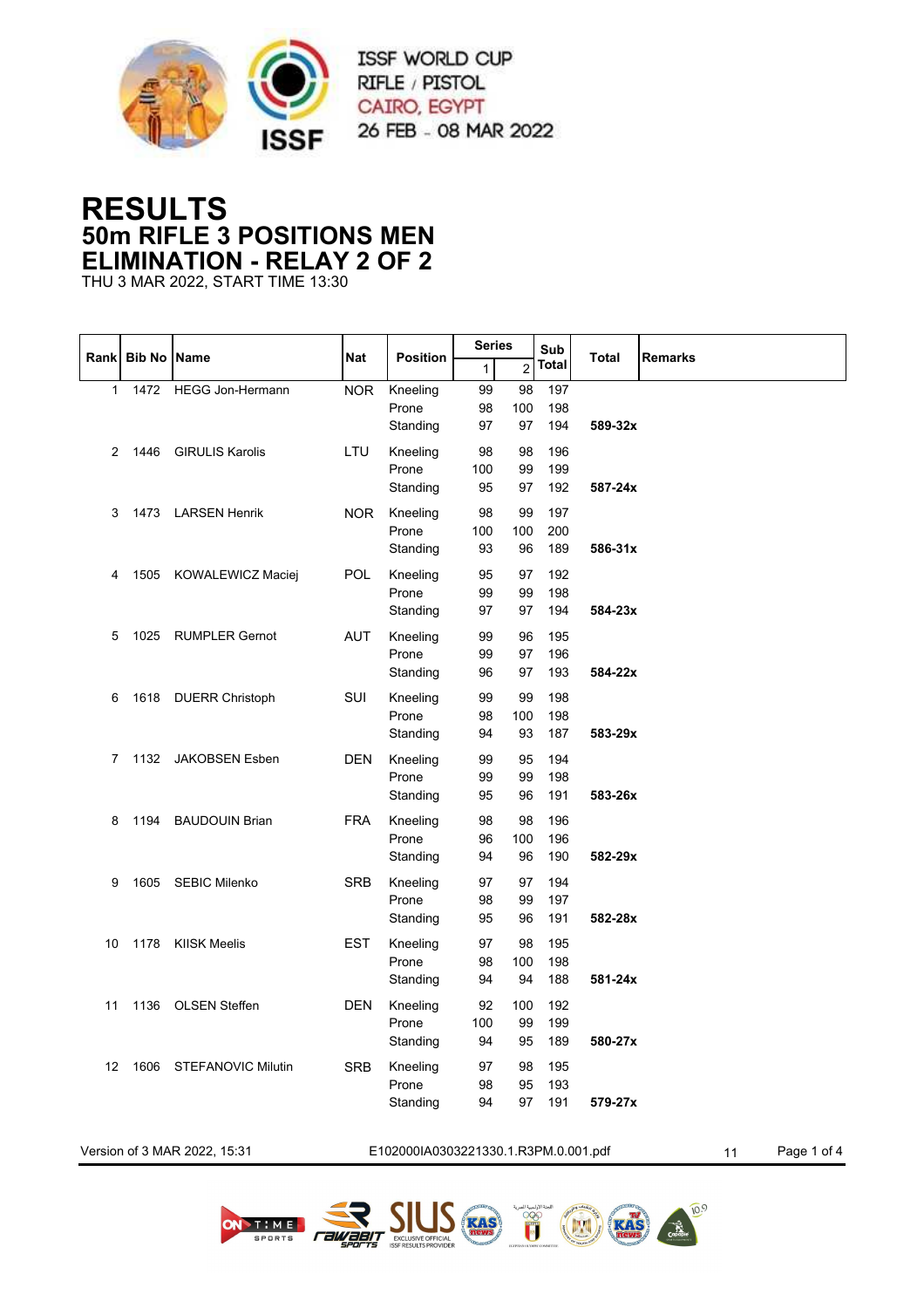ISSF WORLD CUP
RIFLE / PISTOL
CAIRO, EGYPT
26 FEB - 08 MAR 2022

# RESULTS
## 50m RIFLE 3 POSITIONS MEN
## ELIMINATION - RELAY 2 OF 2

THU 3 MAR 2022, START TIME 13:30

| Rank | Bib No | Name | Nat | Position | Series 1 | Series 2 | Sub Total | Total | Remarks |
|---|---|---|---|---|---|---|---|---|---|
| 1 | 1472 | HEGG Jon-Hermann | NOR | Kneeling | 99 | 98 | 197 | | |
| | | | | Prone | 98 | 100 | 198 | | |
| | | | | Standing | 97 | 97 | 194 | **589-32x** | |
| 2 | 1446 | GIRULIS Karolis | LTU | Kneeling | 98 | 98 | 196 | | |
| | | | | Prone | 100 | 99 | 199 | | |
| | | | | Standing | 95 | 97 | 192 | **587-24x** | |
| 3 | 1473 | LARSEN Henrik | NOR | Kneeling | 98 | 99 | 197 | | |
| | | | | Prone | 100 | 100 | 200 | | |
| | | | | Standing | 93 | 96 | 189 | **586-31x** | |
| 4 | 1505 | KOWALEWICZ Maciej | POL | Kneeling | 95 | 97 | 192 | | |
| | | | | Prone | 99 | 99 | 198 | | |
| | | | | Standing | 97 | 97 | 194 | **584-23x** | |
| 5 | 1025 | RUMPLER Gernot | AUT | Kneeling | 99 | 96 | 195 | | |
| | | | | Prone | 99 | 97 | 196 | | |
| | | | | Standing | 96 | 97 | 193 | **584-22x** | |
| 6 | 1618 | DUERR Christoph | SUI | Kneeling | 99 | 99 | 198 | | |
| | | | | Prone | 98 | 100 | 198 | | |
| | | | | Standing | 94 | 93 | 187 | **583-29x** | |
| 7 | 1132 | JAKOBSEN Esben | DEN | Kneeling | 99 | 95 | 194 | | |
| | | | | Prone | 99 | 99 | 198 | | |
| | | | | Standing | 95 | 96 | 191 | **583-26x** | |
| 8 | 1194 | BAUDOUIN Brian | FRA | Kneeling | 98 | 98 | 196 | | |
| | | | | Prone | 96 | 100 | 196 | | |
| | | | | Standing | 94 | 96 | 190 | **582-29x** | |
| 9 | 1605 | SEBIC Milenko | SRB | Kneeling | 97 | 97 | 194 | | |
| | | | | Prone | 98 | 99 | 197 | | |
| | | | | Standing | 95 | 96 | 191 | **582-28x** | |
| 10 | 1178 | KIISK Meelis | EST | Kneeling | 97 | 98 | 195 | | |
| | | | | Prone | 98 | 100 | 198 | | |
| | | | | Standing | 94 | 94 | 188 | **581-24x** | |
| 11 | 1136 | OLSEN Steffen | DEN | Kneeling | 92 | 100 | 192 | | |
| | | | | Prone | 100 | 99 | 199 | | |
| | | | | Standing | 94 | 95 | 189 | **580-27x** | |
| 12 | 1606 | STEFANOVIC Milutin | SRB | Kneeling | 97 | 98 | 195 | | |
| | | | | Prone | 98 | 95 | 193 | | |
| | | | | Standing | 94 | 97 | 191 | **579-27x** | |

Version of 3 MAR 2022, 15:31 E102000IA0303221330.1.R3PM.0.001.pdf 11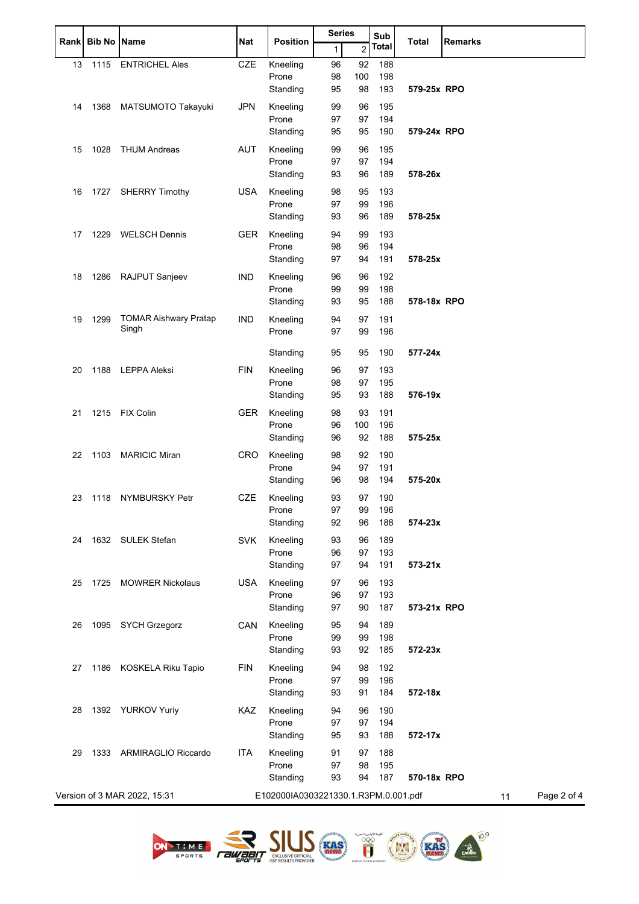| Rank | Bib No | Name | Nat | Position | Series 1 | Series 2 | Sub Total | Total | Remarks |
|---|---|---|---|---|---|---|---|---|---|
| 13 | 1115 | ENTRICHEL Ales | CZE | Kneeling | 96 | 92 | 188 | | |
| | | | | Prone | 98 | 100 | 198 | | |
| | | | | Standing | 95 | 98 | 193 | 579-25x | RPO |
| 14 | 1368 | MATSUMOTO Takayuki | JPN | Kneeling | 99 | 96 | 195 | | |
| | | | | Prone | 97 | 97 | 194 | | |
| | | | | Standing | 95 | 95 | 190 | 579-24x | RPO |
| 15 | 1028 | THUM Andreas | AUT | Kneeling | 99 | 96 | 195 | | |
| | | | | Prone | 97 | 97 | 194 | | |
| | | | | Standing | 93 | 96 | 189 | 578-26x | |
| 16 | 1727 | SHERRY Timothy | USA | Kneeling | 98 | 95 | 193 | | |
| | | | | Prone | 97 | 99 | 196 | | |
| | | | | Standing | 93 | 96 | 189 | 578-25x | |
| 17 | 1229 | WELSCH Dennis | GER | Kneeling | 94 | 99 | 193 | | |
| | | | | Prone | 98 | 96 | 194 | | |
| | | | | Standing | 97 | 94 | 191 | 578-25x | |
| 18 | 1286 | RAJPUT Sanjeev | IND | Kneeling | 96 | 96 | 192 | | |
| | | | | Prone | 99 | 99 | 198 | | |
| | | | | Standing | 93 | 95 | 188 | 578-18x | RPO |
| 19 | 1299 | TOMAR Aishwary Pratap Singh | IND | Kneeling | 94 | 97 | 191 | | |
| | | | | Prone | 97 | 99 | 196 | | |
| | | | | Standing | 95 | 95 | 190 | 577-24x | |
| 20 | 1188 | LEPPA Aleksi | FIN | Kneeling | 96 | 97 | 193 | | |
| | | | | Prone | 98 | 97 | 195 | | |
| | | | | Standing | 95 | 93 | 188 | 576-19x | |
| 21 | 1215 | FIX Colin | GER | Kneeling | 98 | 93 | 191 | | |
| | | | | Prone | 96 | 100 | 196 | | |
| | | | | Standing | 96 | 92 | 188 | 575-25x | |
| 22 | 1103 | MARICIC Miran | CRO | Kneeling | 98 | 92 | 190 | | |
| | | | | Prone | 94 | 97 | 191 | | |
| | | | | Standing | 96 | 98 | 194 | 575-20x | |
| 23 | 1118 | NYMBURSKY Petr | CZE | Kneeling | 93 | 97 | 190 | | |
| | | | | Prone | 97 | 99 | 196 | | |
| | | | | Standing | 92 | 96 | 188 | 574-23x | |
| 24 | 1632 | SULEK Stefan | SVK | Kneeling | 93 | 96 | 189 | | |
| | | | | Prone | 96 | 97 | 193 | | |
| | | | | Standing | 97 | 94 | 191 | 573-21x | |
| 25 | 1725 | MOWRER Nickolaus | USA | Kneeling | 97 | 96 | 193 | | |
| | | | | Prone | 96 | 97 | 193 | | |
| | | | | Standing | 97 | 90 | 187 | 573-21x | RPO |
| 26 | 1095 | SYCH Grzegorz | CAN | Kneeling | 95 | 94 | 189 | | |
| | | | | Prone | 99 | 99 | 198 | | |
| | | | | Standing | 93 | 92 | 185 | 572-23x | |
| 27 | 1186 | KOSKELA Riku Tapio | FIN | Kneeling | 94 | 98 | 192 | | |
| | | | | Prone | 97 | 99 | 196 | | |
| | | | | Standing | 93 | 91 | 184 | 572-18x | |
| 28 | 1392 | YURKOV Yuriy | KAZ | Kneeling | 94 | 96 | 190 | | |
| | | | | Prone | 97 | 97 | 194 | | |
| | | | | Standing | 95 | 93 | 188 | 572-17x | |
| 29 | 1333 | ARMIRAGLIO Riccardo | ITA | Kneeling | 91 | 97 | 188 | | |
| | | | | Prone | 97 | 98 | 195 | | |
| | | | | Standing | 93 | 94 | 187 | 570-18x | RPO |

Version of 3 MAR 2022, 15:31 E102000IA0303221330.1.R3PM.0.001.pdf 11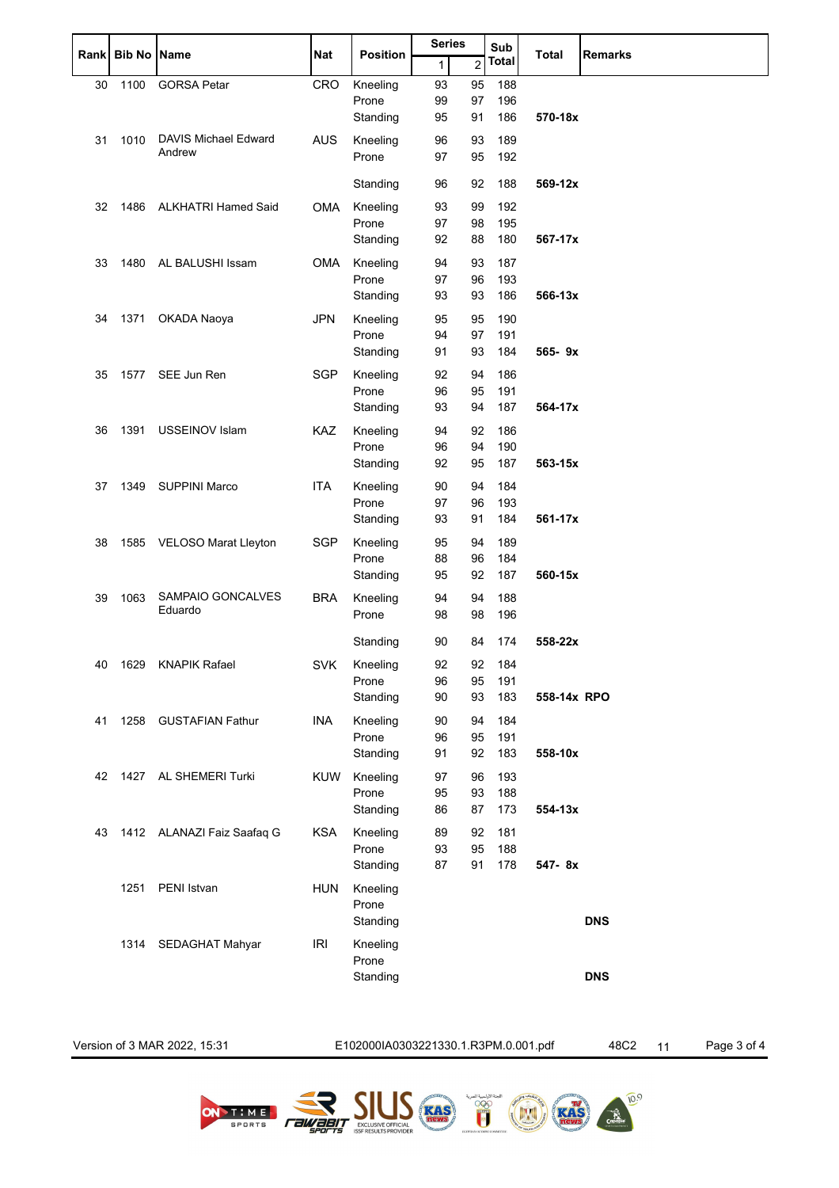| Rank | Bib No | Name | Nat | Position | Series | | Sub Total | Total | Remarks |
|---|---|---|---|---|---|---|---|---|---|
| | | | | | 1 | 2 | | | |
| 30 | 1100 | GORSA Petar | CRO | Kneeling | 93 | 95 | 188 | | |
| | | | | Prone | 99 | 97 | 196 | | |
| | | | | Standing | 95 | 91 | 186 | **570-18x** | |
| 31 | 1010 | DAVIS Michael Edward Andrew | AUS | Kneeling | 96 | 93 | 189 | | |
| | | | | Prone | 97 | 95 | 192 | | |
| | | | | Standing | 96 | 92 | 188 | **569-12x** | |
| 32 | 1486 | ALKHATRI Hamed Said | OMA | Kneeling | 93 | 99 | 192 | | |
| | | | | Prone | 97 | 98 | 195 | | |
| | | | | Standing | 92 | 88 | 180 | **567-17x** | |
| 33 | 1480 | AL BALUSHI Issam | OMA | Kneeling | 94 | 93 | 187 | | |
| | | | | Prone | 97 | 96 | 193 | | |
| | | | | Standing | 93 | 93 | 186 | **566-13x** | |
| 34 | 1371 | OKADA Naoya | JPN | Kneeling | 95 | 95 | 190 | | |
| | | | | Prone | 94 | 97 | 191 | | |
| | | | | Standing | 91 | 93 | 184 | **565- 9x** | |
| 35 | 1577 | SEE Jun Ren | SGP | Kneeling | 92 | 94 | 186 | | |
| | | | | Prone | 96 | 95 | 191 | | |
| | | | | Standing | 93 | 94 | 187 | **564-17x** | |
| 36 | 1391 | USSEINOV Islam | KAZ | Kneeling | 94 | 92 | 186 | | |
| | | | | Prone | 96 | 94 | 190 | | |
| | | | | Standing | 92 | 95 | 187 | **563-15x** | |
| 37 | 1349 | SUPPINI Marco | ITA | Kneeling | 90 | 94 | 184 | | |
| | | | | Prone | 97 | 96 | 193 | | |
| | | | | Standing | 93 | 91 | 184 | **561-17x** | |
| 38 | 1585 | VELOSO Marat Lleyton | SGP | Kneeling | 95 | 94 | 189 | | |
| | | | | Prone | 88 | 96 | 184 | | |
| | | | | Standing | 95 | 92 | 187 | **560-15x** | |
| 39 | 1063 | SAMPAIO GONCALVES Eduardo | BRA | Kneeling | 94 | 94 | 188 | | |
| | | | | Prone | 98 | 98 | 196 | | |
| | | | | Standing | 90 | 84 | 174 | **558-22x** | |
| 40 | 1629 | KNAPIK Rafael | SVK | Kneeling | 92 | 92 | 184 | | |
| | | | | Prone | 96 | 95 | 191 | | |
| | | | | Standing | 90 | 93 | 183 | **558-14x** | **RPO** |
| 41 | 1258 | GUSTAFIAN Fathur | INA | Kneeling | 90 | 94 | 184 | | |
| | | | | Prone | 96 | 95 | 191 | | |
| | | | | Standing | 91 | 92 | 183 | **558-10x** | |
| 42 | 1427 | AL SHEMERI Turki | KUW | Kneeling | 97 | 96 | 193 | | |
| | | | | Prone | 95 | 93 | 188 | | |
| | | | | Standing | 86 | 87 | 173 | **554-13x** | |
| 43 | 1412 | ALANAZI Faiz Saafaq G | KSA | Kneeling | 89 | 92 | 181 | | |
| | | | | Prone | 93 | 95 | 188 | | |
| | | | | Standing | 87 | 91 | 178 | **547- 8x** | |
| | 1251 | PENI Istvan | HUN | Kneeling | | | | | |
| | | | | Prone | | | | | |
| | | | | Standing | | | | | **DNS** |
| | 1314 | SEDAGHAT Mahyar | IRI | Kneeling | | | | | |
| | | | | Prone | | | | | |
| | | | | Standing | | | | | **DNS** |

Version of 3 MAR 2022, 15:31 E102000IA0303221330.1.R3PM.0.001.pdf 48C2 11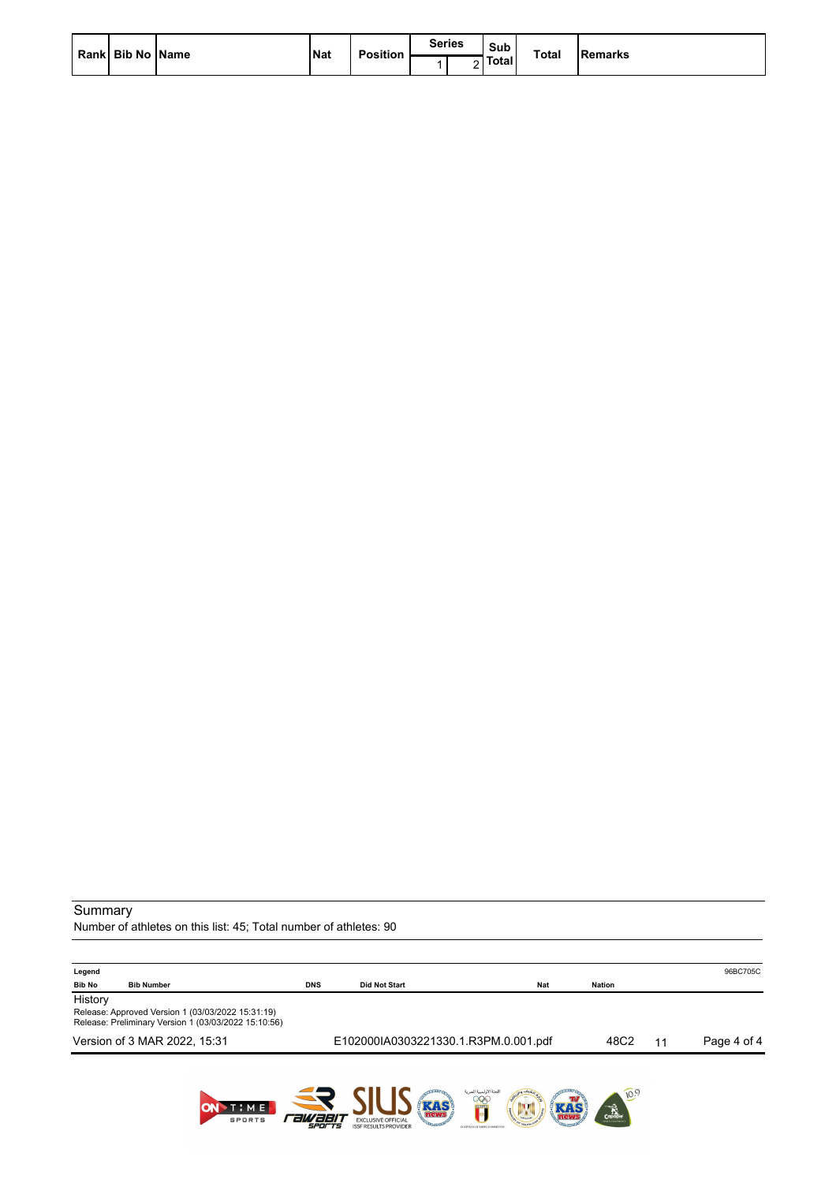| Rank | Bib No | Name | Nat | Position | Series | | Sub Total | Total | Remarks |
|---|---|---|---|---|---|---|---|---|---|
| | | | | | 1 | 2 | | | |

Summary

Number of athletes on this list: 45; Total number of athletes: 90

| Legend | | | | | | 96BC705C |
|---|---|---|---|---|---|---|
| Bib No | Bib Number | DNS | Did Not Start | Nat | Nation | |

History

Release: Approved Version 1 (03/03/2022 15:31:19)
Release: Preliminary Version 1 (03/03/2022 15:10:56)

Version of 3 MAR 2022, 15:31 E102000IA0303221330.1.R3PM.0.001.pdf 48C2 11